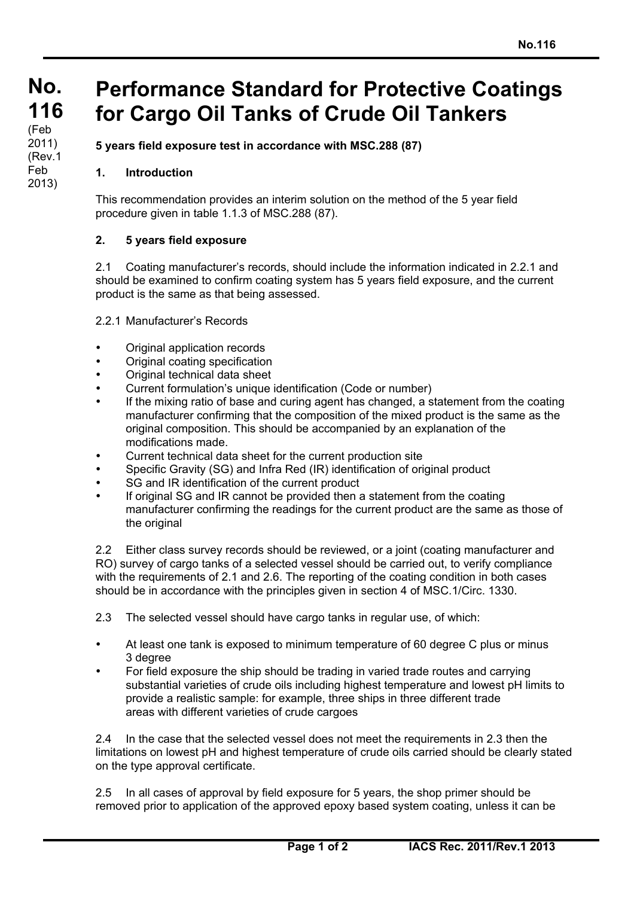# No. 116 (Feb 2011) (Rev.1 Feb 2013)

# Performance Standard for Protective Coatings for Cargo Oil Tanks of Crude Oil Tankers

**5 years field exposure test in accordance with MSC.288 (87)**

## 1. Introduction

This recommendation provides an interim solution on the method of the 5 year field procedure given in table 1.1.3 of MSC.288 (87).

## 2. 5 years field exposure

2.1 Coating manufacturer's records, should include the information indicated in 2.2.1 and should be examined to confirm coating system has 5 years field exposure, and the current product is the same as that being assessed.

2.2.1 Manufacturer's Records

- Original application records
- Original coating specification
- Original technical data sheet
- Current formulation's unique identification (Code or number)
- If the mixing ratio of base and curing agent has changed, a statement from the coating manufacturer confirming that the composition of the mixed product is the same as the original composition. This should be accompanied by an explanation of the modifications made.
- Current technical data sheet for the current production site
- Specific Gravity (SG) and Infra Red (IR) identification of original product
- SG and IR identification of the current product
- If original SG and IR cannot be provided then a statement from the coating manufacturer confirming the readings for the current product are the same as those of the original

2.2 Either class survey records should be reviewed, or a joint (coating manufacturer and RO) survey of cargo tanks of a selected vessel should be carried out, to verify compliance with the requirements of 2.1 and 2.6. The reporting of the coating condition in both cases should be in accordance with the principles given in section 4 of MSC.1/Circ. 1330.

2.3 The selected vessel should have cargo tanks in regular use, of which:

- At least one tank is exposed to minimum temperature of 60 degree C plus or minus 3 degree
- For field exposure the ship should be trading in varied trade routes and carrying substantial varieties of crude oils including highest temperature and lowest pH limits to provide a realistic sample: for example, three ships in three different trade areas with different varieties of crude cargoes

2.4 In the case that the selected vessel does not meet the requirements in 2.3 then the limitations on lowest pH and highest temperature of crude oils carried should be clearly stated on the type approval certificate.

2.5 In all cases of approval by field exposure for 5 years, the shop primer should be removed prior to application of the approved epoxy based system coating, unless it can be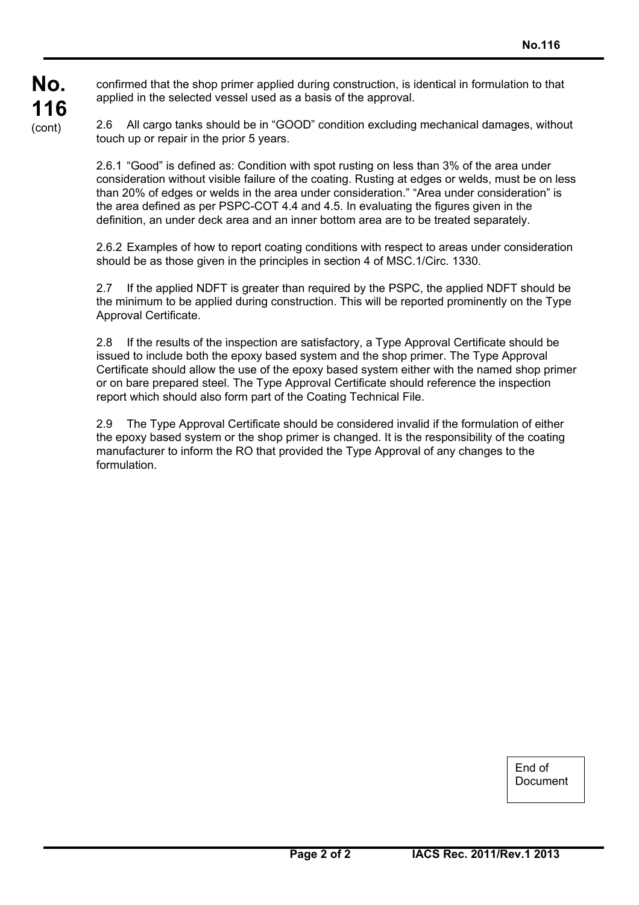confirmed that the shop primer applied during construction, is identical in formulation to that applied in the selected vessel used as a basis of the approval.

2.6 All cargo tanks should be in "GOOD" condition excluding mechanical damages, without touch up or repair in the prior 5 years.

2.6.1 "Good" is defined as: Condition with spot rusting on less than 3% of the area under consideration without visible failure of the coating. Rusting at edges or welds, must be on less than 20% of edges or welds in the area under consideration." "Area under consideration" is the area defined as per PSPC-COT 4.4 and 4.5. In evaluating the figures given in the definition, an under deck area and an inner bottom area are to be treated separately.

2.6.2 Examples of how to report coating conditions with respect to areas under consideration should be as those given in the principles in section 4 of MSC.1/Circ. 1330.

2.7 If the applied NDFT is greater than required by the PSPC, the applied NDFT should be the minimum to be applied during construction. This will be reported prominently on the Type Approval Certificate.

2.8 If the results of the inspection are satisfactory, a Type Approval Certificate should be issued to include both the epoxy based system and the shop primer. The Type Approval Certificate should allow the use of the epoxy based system either with the named shop primer or on bare prepared steel. The Type Approval Certificate should reference the inspection report which should also form part of the Coating Technical File.

2.9 The Type Approval Certificate should be considered invalid if the formulation of either the epoxy based system or the shop primer is changed. It is the responsibility of the coating manufacturer to inform the RO that provided the Type Approval of any changes to the formulation.

End of Document